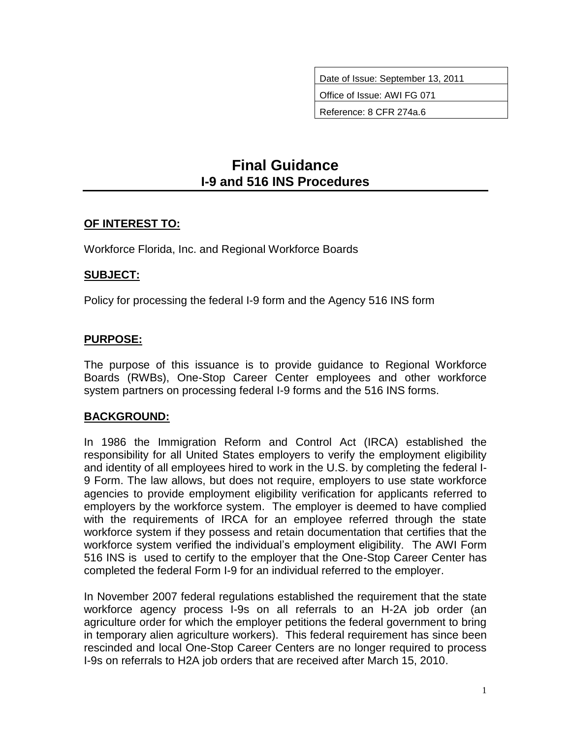| Date of Issue: September 13, 2011 |
| --- |
| Office of Issue: AWI FG 071 |
| Reference: 8 CFR 274a.6 |

# Final Guidance
## I-9 and 516 INS Procedures

**OF INTEREST TO:**

Workforce Florida, Inc. and Regional Workforce Boards

**SUBJECT:**

Policy for processing the federal I-9 form and the Agency 516 INS form

**PURPOSE:**

The purpose of this issuance is to provide guidance to Regional Workforce Boards (RWBs), One-Stop Career Center employees and other workforce system partners on processing federal I-9 forms and the 516 INS forms.

**BACKGROUND:**

In 1986 the Immigration Reform and Control Act (IRCA) established the responsibility for all United States employers to verify the employment eligibility and identity of all employees hired to work in the U.S. by completing the federal I-9 Form. The law allows, but does not require, employers to use state workforce agencies to provide employment eligibility verification for applicants referred to employers by the workforce system. The employer is deemed to have complied with the requirements of IRCA for an employee referred through the state workforce system if they possess and retain documentation that certifies that the workforce system verified the individual's employment eligibility. The AWI Form 516 INS is used to certify to the employer that the One-Stop Career Center has completed the federal Form I-9 for an individual referred to the employer.

In November 2007 federal regulations established the requirement that the state workforce agency process I-9s on all referrals to an H-2A job order (an agriculture order for which the employer petitions the federal government to bring in temporary alien agriculture workers). This federal requirement has since been rescinded and local One-Stop Career Centers are no longer required to process I-9s on referrals to H2A job orders that are received after March 15, 2010.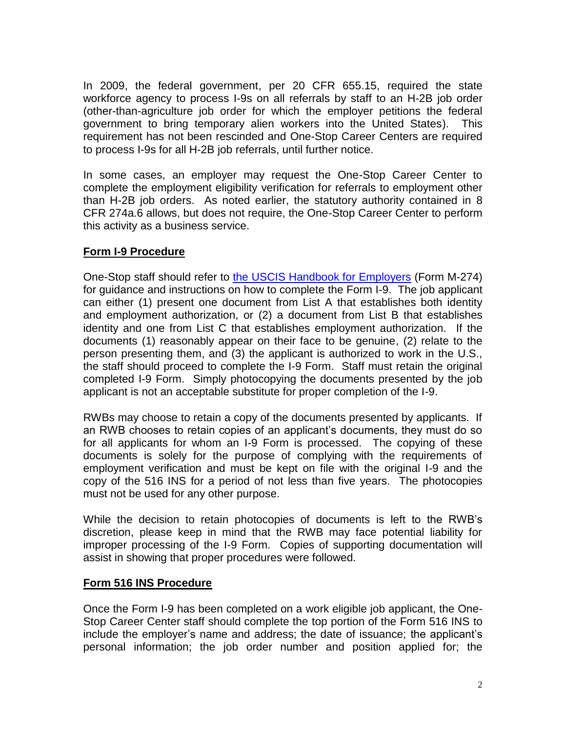In 2009, the federal government, per 20 CFR 655.15, required the state workforce agency to process I-9s on all referrals by staff to an H-2B job order (other-than-agriculture job order for which the employer petitions the federal government to bring temporary alien workers into the United States). This requirement has not been rescinded and One-Stop Career Centers are required to process I-9s for all H-2B job referrals, until further notice.

In some cases, an employer may request the One-Stop Career Center to complete the employment eligibility verification for referrals to employment other than H-2B job orders. As noted earlier, the statutory authority contained in 8 CFR 274a.6 allows, but does not require, the One-Stop Career Center to perform this activity as a business service.

## Form I-9 Procedure

One-Stop staff should refer to [the USCIS Handbook for Employers](#) (Form M-274) for guidance and instructions on how to complete the Form I-9. The job applicant can either (1) present one document from List A that establishes both identity and employment authorization, or (2) a document from List B that establishes identity and one from List C that establishes employment authorization. If the documents (1) reasonably appear on their face to be genuine, (2) relate to the person presenting them, and (3) the applicant is authorized to work in the U.S., the staff should proceed to complete the I-9 Form. Staff must retain the original completed I-9 Form. Simply photocopying the documents presented by the job applicant is not an acceptable substitute for proper completion of the I-9.

RWBs may choose to retain a copy of the documents presented by applicants. If an RWB chooses to retain copies of an applicant's documents, they must do so for all applicants for whom an I-9 Form is processed. The copying of these documents is solely for the purpose of complying with the requirements of employment verification and must be kept on file with the original I-9 and the copy of the 516 INS for a period of not less than five years. The photocopies must not be used for any other purpose.

While the decision to retain photocopies of documents is left to the RWB's discretion, please keep in mind that the RWB may face potential liability for improper processing of the I-9 Form. Copies of supporting documentation will assist in showing that proper procedures were followed.

## Form 516 INS Procedure

Once the Form I-9 has been completed on a work eligible job applicant, the One-Stop Career Center staff should complete the top portion of the Form 516 INS to include the employer's name and address; the date of issuance; the applicant's personal information; the job order number and position applied for; the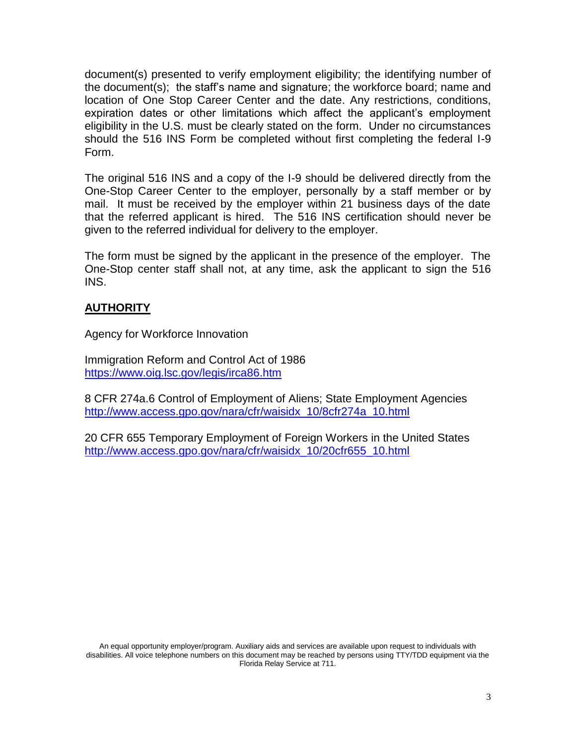document(s) presented to verify employment eligibility; the identifying number of the document(s); the staff's name and signature; the workforce board; name and location of One Stop Career Center and the date. Any restrictions, conditions, expiration dates or other limitations which affect the applicant's employment eligibility in the U.S. must be clearly stated on the form. Under no circumstances should the 516 INS Form be completed without first completing the federal I-9 Form.

The original 516 INS and a copy of the I-9 should be delivered directly from the One-Stop Career Center to the employer, personally by a staff member or by mail. It must be received by the employer within 21 business days of the date that the referred applicant is hired. The 516 INS certification should never be given to the referred individual for delivery to the employer.

The form must be signed by the applicant in the presence of the employer. The One-Stop center staff shall not, at any time, ask the applicant to sign the 516 INS.

## **AUTHORITY**

Agency for Workforce Innovation

Immigration Reform and Control Act of 1986
https://www.oig.lsc.gov/legis/irca86.htm

8 CFR 274a.6 Control of Employment of Aliens; State Employment Agencies
http://www.access.gpo.gov/nara/cfr/waisidx_10/8cfr274a_10.html

20 CFR 655 Temporary Employment of Foreign Workers in the United States
http://www.access.gpo.gov/nara/cfr/waisidx_10/20cfr655_10.html

An equal opportunity employer/program. Auxiliary aids and services are available upon request to individuals with disabilities. All voice telephone numbers on this document may be reached by persons using TTY/TDD equipment via the Florida Relay Service at 711.